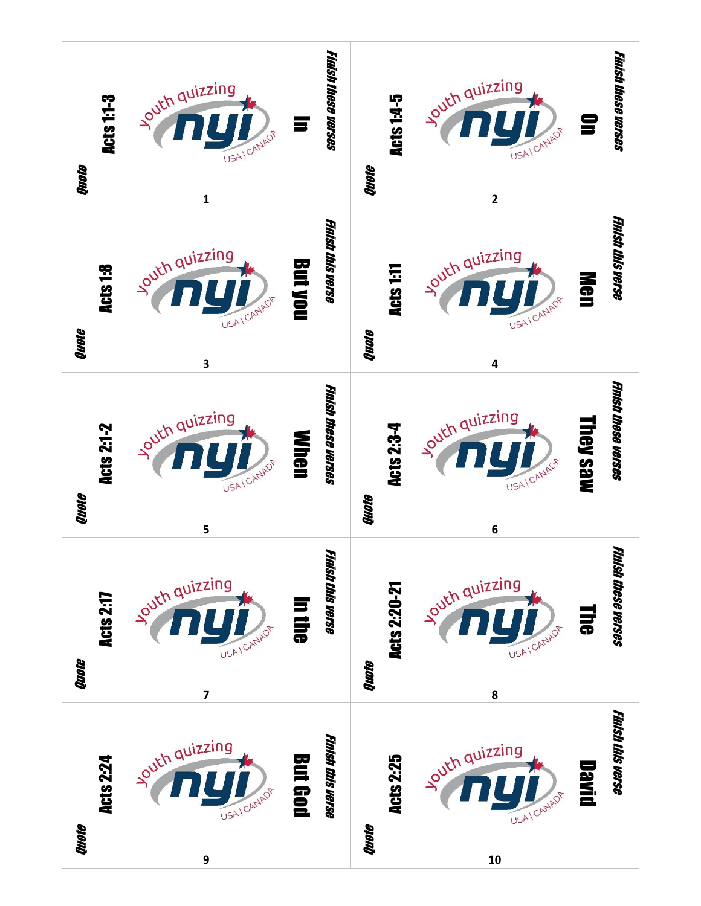**Card 1**

*Quote*

**Acts 1:1-3**

youth quizzing nyi USA | CANADA

**In**

*Finish these verses*

**Card 2**

*Quote*

**Acts 1:4-5**

youth quizzing nyi USA | CANADA

**On**

*Finish these verses*

**Card 3**

*Quote*

**Acts 1:8**

youth quizzing nyi USA | CANADA

**But you**

*Finish this verse*

**Card 4**

*Quote*

**Acts 1:11**

youth quizzing nyi USA | CANADA

**Men**

*Finish this verse*

**Card 5**

*Quote*

**Acts 2:1-2**

youth quizzing nyi USA | CANADA

**When**

*Finish these verses*

**Card 6**

*Quote*

**Acts 2:3-4**

youth quizzing nyi USA | CANADA

**They saw**

*Finish these verses*

**Card 7**

*Quote*

**Acts 2:17**

youth quizzing nyi USA | CANADA

**In the**

*Finish this verse*

**Card 8**

*Quote*

**Acts 2:20-21**

youth quizzing nyi USA | CANADA

**The**

*Finish these verses*

**Card 9**

*Quote*

**Acts 2:24**

youth quizzing nyi USA | CANADA

**But God**

*Finish this verse*

**Card 10**

*Quote*

**Acts 2:25**

youth quizzing nyi USA | CANADA

**David**

*Finish this verse*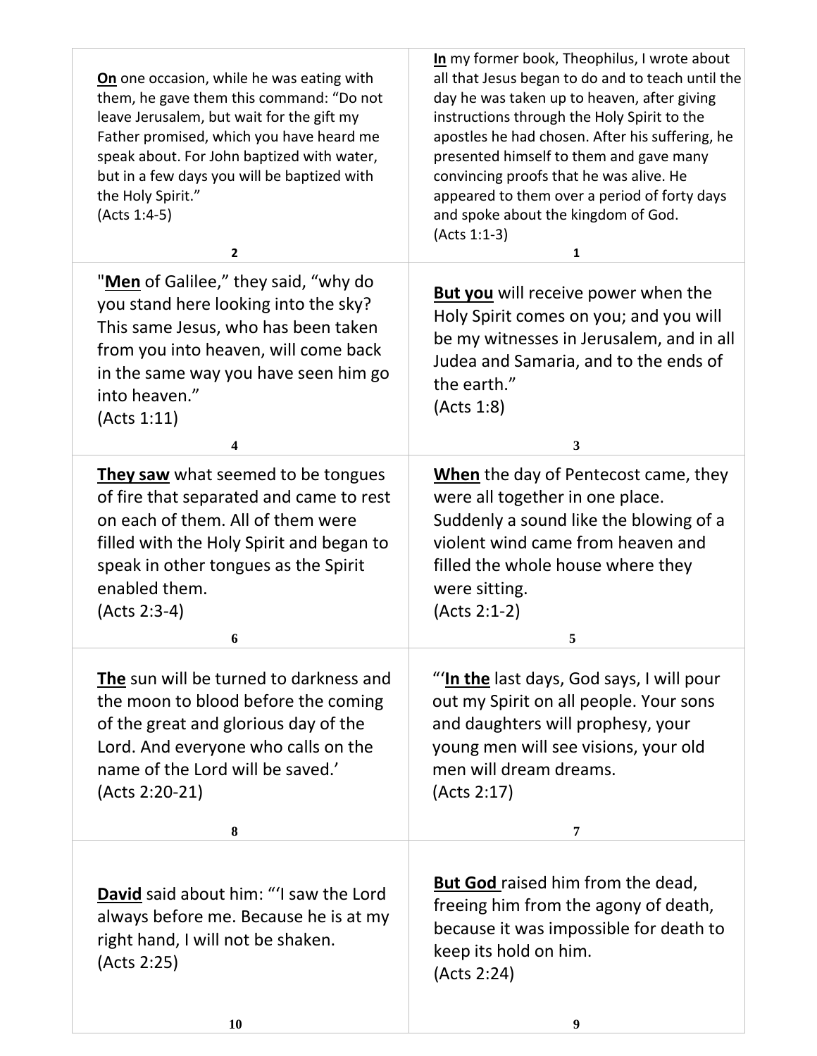**In** my former book, Theophilus, I wrote about all that Jesus began to do and to teach until the day he was taken up to heaven, after giving instructions through the Holy Spirit to the apostles he had chosen. After his suffering, he presented himself to them and gave many convincing proofs that he was alive. He appeared to them over a period of forty days and spoke about the kingdom of God.
(Acts 1:1-3)

1

**On** one occasion, while he was eating with them, he gave them this command: "Do not leave Jerusalem, but wait for the gift my Father promised, which you have heard me speak about. For John baptized with water, but in a few days you will be baptized with the Holy Spirit."
(Acts 1:4-5)

2

**But you** will receive power when the Holy Spirit comes on you; and you will be my witnesses in Jerusalem, and in all Judea and Samaria, and to the ends of the earth."
(Acts 1:8)

3

"**Men** of Galilee," they said, "why do you stand here looking into the sky? This same Jesus, who has been taken from you into heaven, will come back in the same way you have seen him go into heaven."
(Acts 1:11)

4

**When** the day of Pentecost came, they were all together in one place. Suddenly a sound like the blowing of a violent wind came from heaven and filled the whole house where they were sitting.
(Acts 2:1-2)

5

**They saw** what seemed to be tongues of fire that separated and came to rest on each of them. All of them were filled with the Holy Spirit and began to speak in other tongues as the Spirit enabled them.
(Acts 2:3-4)

6

"'**In the** last days, God says, I will pour out my Spirit on all people. Your sons and daughters will prophesy, your young men will see visions, your old men will dream dreams.
(Acts 2:17)

7

**The** sun will be turned to darkness and the moon to blood before the coming of the great and glorious day of the Lord. And everyone who calls on the name of the Lord will be saved.'
(Acts 2:20-21)

8

**But God** raised him from the dead, freeing him from the agony of death, because it was impossible for death to keep its hold on him.
(Acts 2:24)

9

**David** said about him: "'I saw the Lord always before me. Because he is at my right hand, I will not be shaken.
(Acts 2:25)

10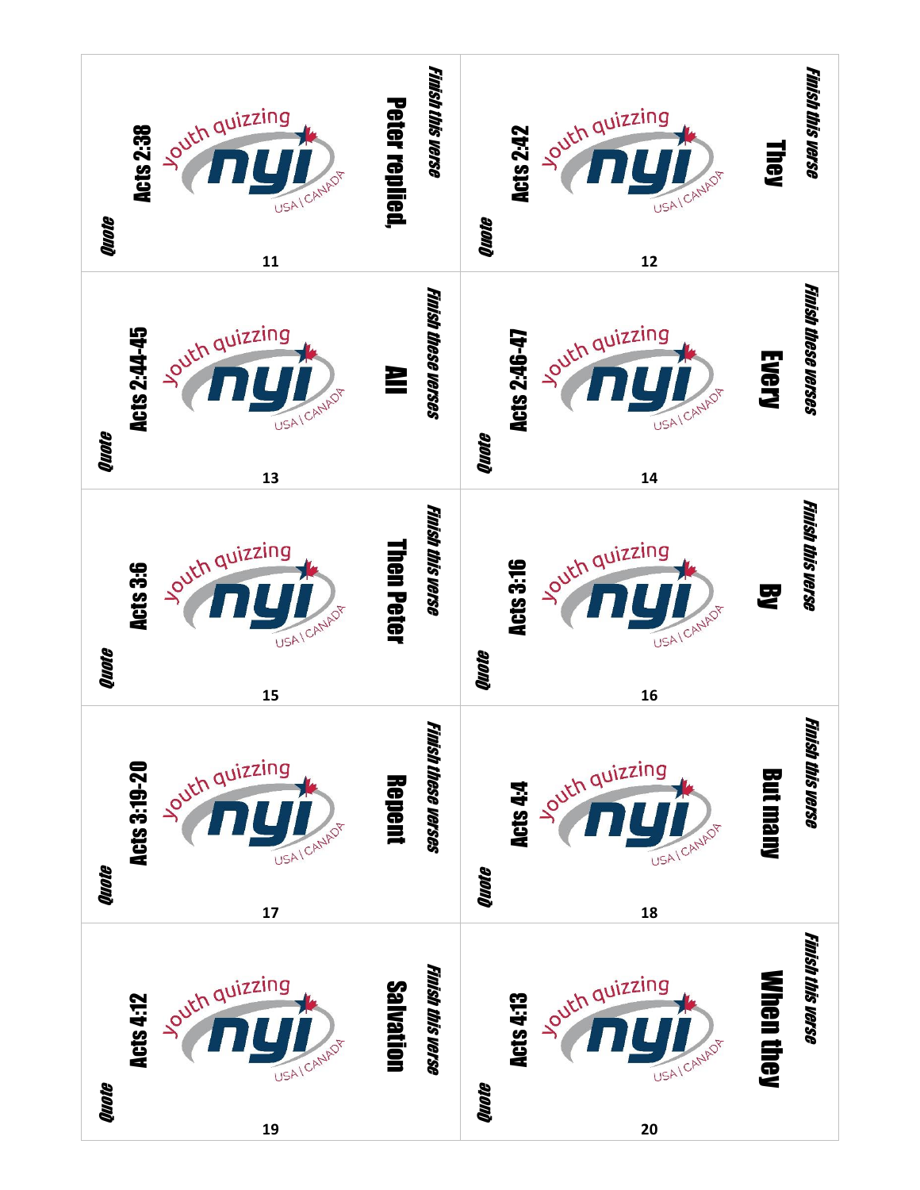| # | Type | Reference | Instruction | Prompt |
|---|---|---|---|---|
| 11 | Quote | Acts 2:38 | Finish this verse | Peter replied, |
| 12 | Quote | Acts 2:42 | Finish this verse | They |
| 13 | Quote | Acts 2:44-45 | Finish these verses | All |
| 14 | Quote | Acts 2:46-47 | Finish these verses | Every |
| 15 | Quote | Acts 3:6 | Finish this verse | Then Peter |
| 16 | Quote | Acts 3:16 | Finish this verse | By |
| 17 | Quote | Acts 3:19-20 | Finish these verses | Repent |
| 18 | Quote | Acts 4:4 | Finish this verse | But many |
| 19 | Quote | Acts 4:12 | Finish this verse | Salvation |
| 20 | Quote | Acts 4:13 | Finish this verse | When they |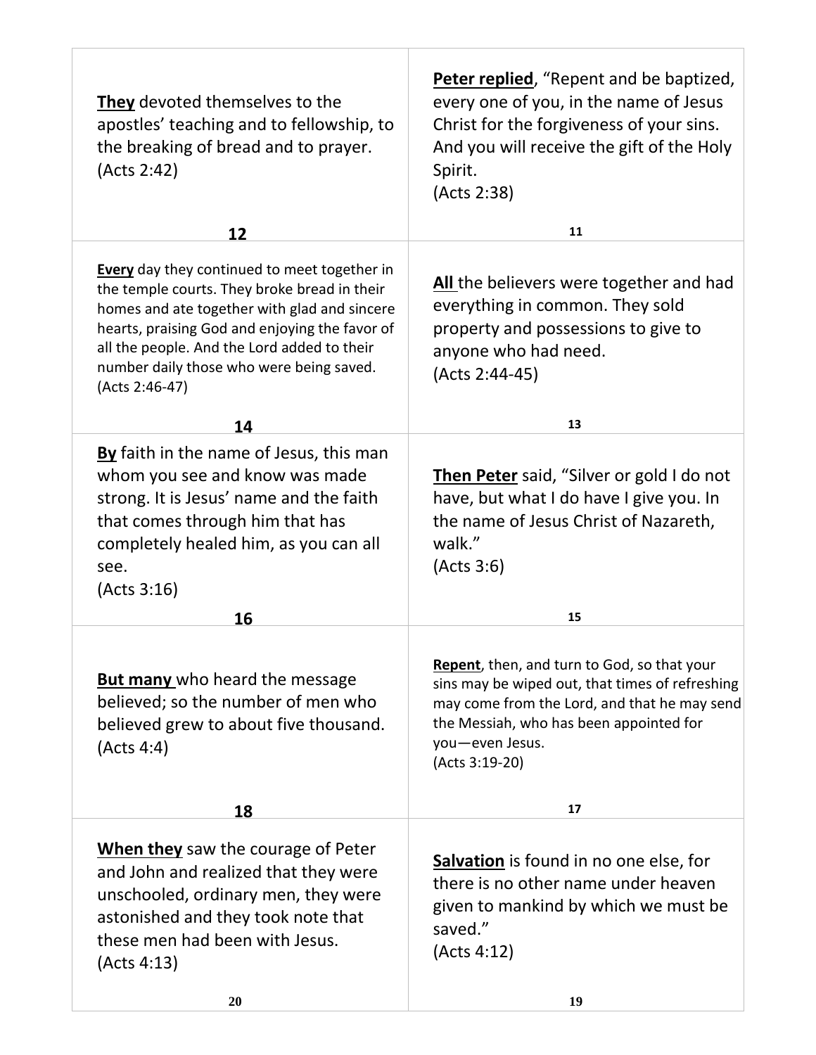**They** devoted themselves to the apostles' teaching and to fellowship, to the breaking of bread and to prayer. (Acts 2:42)

**12**

**Peter replied**, "Repent and be baptized, every one of you, in the name of Jesus Christ for the forgiveness of your sins. And you will receive the gift of the Holy Spirit.
(Acts 2:38)

**11**

**Every** day they continued to meet together in the temple courts. They broke bread in their homes and ate together with glad and sincere hearts, praising God and enjoying the favor of all the people. And the Lord added to their number daily those who were being saved.
(Acts 2:46-47)

**14**

**All** the believers were together and had everything in common. They sold property and possessions to give to anyone who had need.
(Acts 2:44-45)

**13**

**By** faith in the name of Jesus, this man whom you see and know was made strong. It is Jesus' name and the faith that comes through him that has completely healed him, as you can all see.
(Acts 3:16)

**16**

**Then Peter** said, "Silver or gold I do not have, but what I do have I give you. In the name of Jesus Christ of Nazareth, walk."
(Acts 3:6)

**15**

**But many** who heard the message believed; so the number of men who believed grew to about five thousand. (Acts 4:4)

**18**

**Repent**, then, and turn to God, so that your sins may be wiped out, that times of refreshing may come from the Lord, and that he may send the Messiah, who has been appointed for you—even Jesus.
(Acts 3:19-20)

**17**

**When they** saw the courage of Peter and John and realized that they were unschooled, ordinary men, they were astonished and they took note that these men had been with Jesus.
(Acts 4:13)

**20**

**Salvation** is found in no one else, for there is no other name under heaven given to mankind by which we must be saved."
(Acts 4:12)

**19**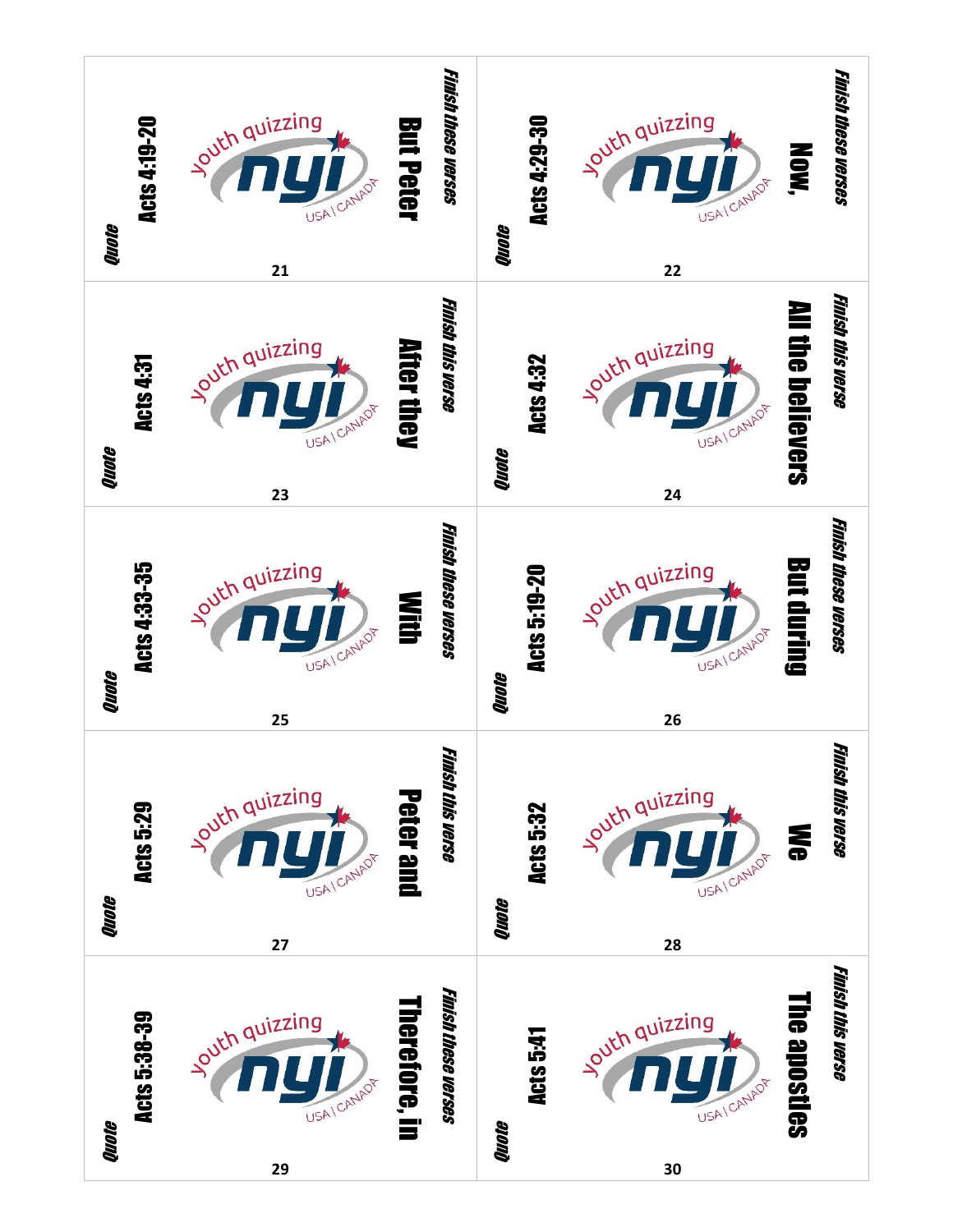## 21

Quote

**Acts 4:19-20**

*Finish these verses*

**But Peter**

## 22

Quote

**Acts 4:29-30**

*Finish these verses*

**Now,**

## 23

Quote

**Acts 4:31**

*Finish this verse*

**After they**

## 24

Quote

**Acts 4:32**

*Finish this verse*

**All the believers**

## 25

Quote

**Acts 4:33-35**

*Finish these verses*

**With**

## 26

Quote

**Acts 5:19-20**

*Finish these verses*

**But during**

## 27

Quote

**Acts 5:29**

*Finish this verse*

**Peter and**

## 28

Quote

**Acts 5:32**

*Finish this verse*

**We**

## 29

Quote

**Acts 5:38-39**

*Finish these verses*

**Therefore, in**

## 30

Quote

**Acts 5:41**

*Finish this verse*

**The apostles**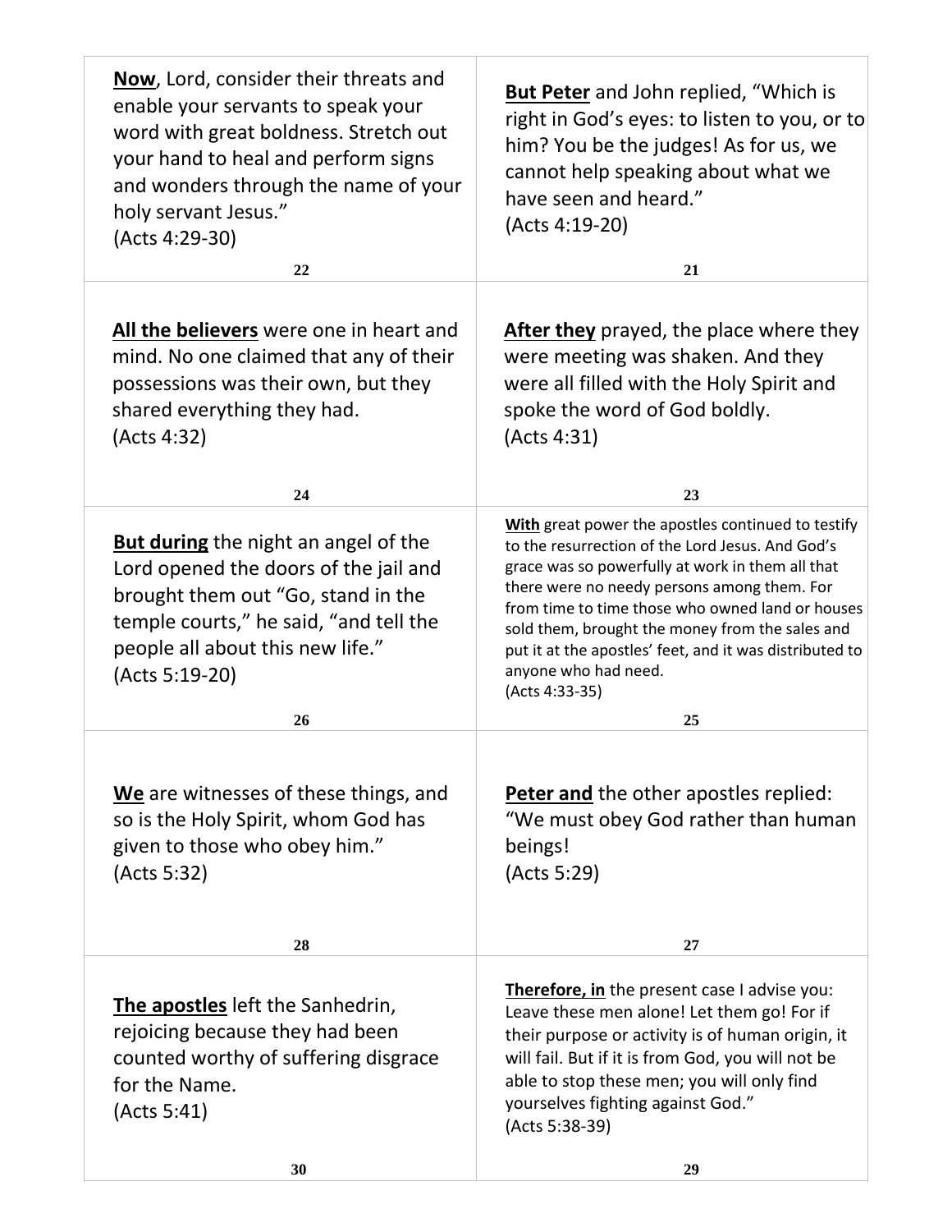**Now**, Lord, consider their threats and enable your servants to speak your word with great boldness. Stretch out your hand to heal and perform signs and wonders through the name of your holy servant Jesus."
(Acts 4:29-30)

22

**But Peter** and John replied, "Which is right in God's eyes: to listen to you, or to him? You be the judges! As for us, we cannot help speaking about what we have seen and heard."
(Acts 4:19-20)

21

**All the believers** were one in heart and mind. No one claimed that any of their possessions was their own, but they shared everything they had.
(Acts 4:32)

24

**After they** prayed, the place where they were meeting was shaken. And they were all filled with the Holy Spirit and spoke the word of God boldly.
(Acts 4:31)

23

**But during** the night an angel of the Lord opened the doors of the jail and brought them out "Go, stand in the temple courts," he said, "and tell the people all about this new life."
(Acts 5:19-20)

26

**With** great power the apostles continued to testify to the resurrection of the Lord Jesus. And God's grace was so powerfully at work in them all that there were no needy persons among them. For from time to time those who owned land or houses sold them, brought the money from the sales and put it at the apostles' feet, and it was distributed to anyone who had need.
(Acts 4:33-35)

25

**We** are witnesses of these things, and so is the Holy Spirit, whom God has given to those who obey him."
(Acts 5:32)

28

**Peter and** the other apostles replied: "We must obey God rather than human beings!
(Acts 5:29)

27

**The apostles** left the Sanhedrin, rejoicing because they had been counted worthy of suffering disgrace for the Name.
(Acts 5:41)

30

**Therefore, in** the present case I advise you: Leave these men alone! Let them go! For if their purpose or activity is of human origin, it will fail. But if it is from God, you will not be able to stop these men; you will only find yourselves fighting against God."
(Acts 5:38-39)

29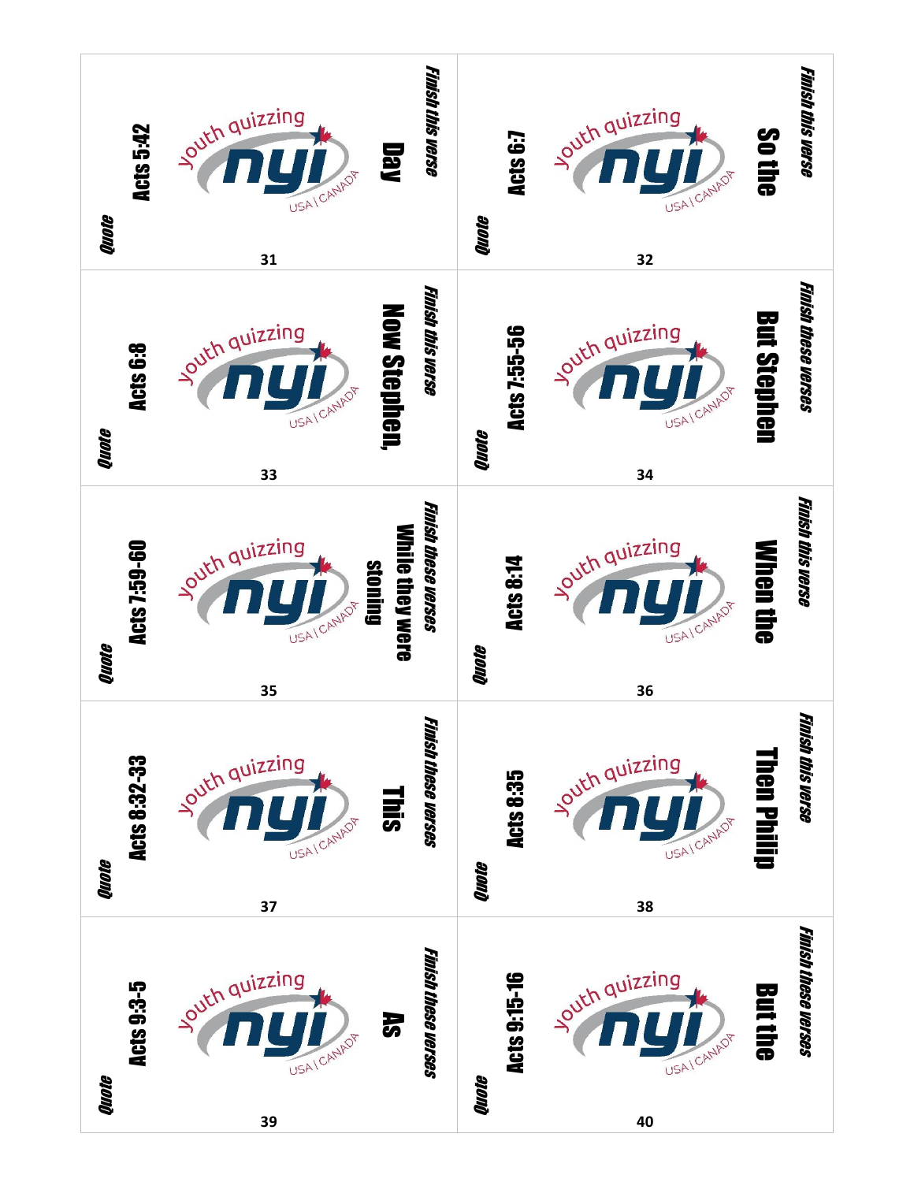## 31

*Finish this verse*

**Day**

youth quizzing nyi USA | CANADA

**Acts 5:42**

*Quote*

## 32

*Finish this verse*

**So the**

youth quizzing nyi USA | CANADA

**Acts 6:7**

*Quote*

## 33

*Finish this verse*

**Now Stephen,**

youth quizzing nyi USA | CANADA

**Acts 6:8**

*Quote*

## 34

*Finish these verses*

**But Stephen**

youth quizzing nyi USA | CANADA

**Acts 7:55-56**

*Quote*

## 35

*Finish these verses*

**While they were stoning**

youth quizzing nyi USA | CANADA

**Acts 7:59-60**

*Quote*

## 36

*Finish this verse*

**When the**

youth quizzing nyi USA | CANADA

**Acts 8:14**

*Quote*

## 37

*Finish these verses*

**This**

youth quizzing nyi USA | CANADA

**Acts 8:32-33**

*Quote*

## 38

*Finish this verse*

**Then Philip**

youth quizzing nyi USA | CANADA

**Acts 8:35**

*Quote*

## 39

*Finish these verses*

**As**

youth quizzing nyi USA | CANADA

**Acts 9:3-5**

*Quote*

## 40

*Finish these verses*

**But the**

youth quizzing nyi USA | CANADA

**Acts 9:15-16**

*Quote*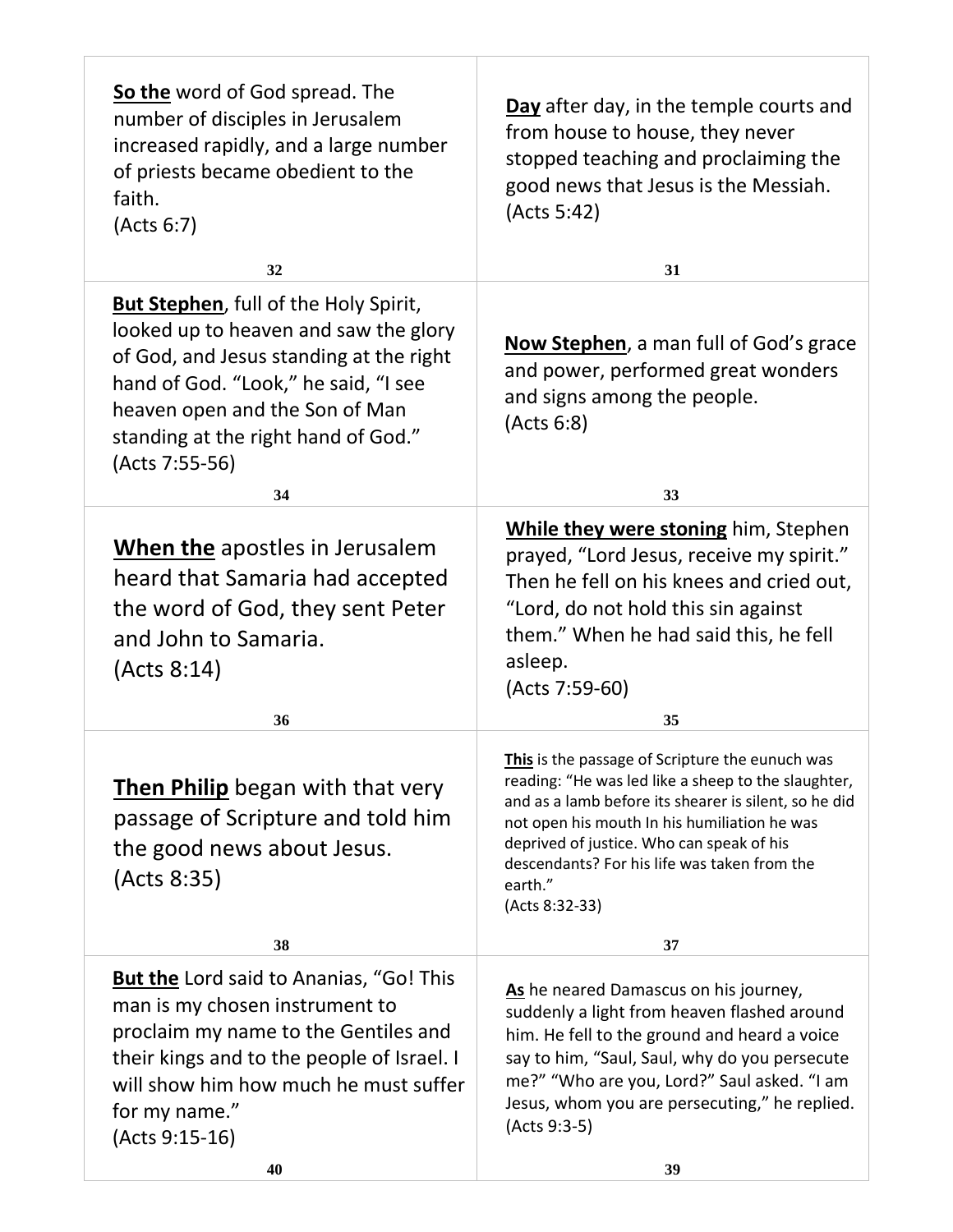| | |
|---|---|
| **<u>So the</u>** word of God spread. The number of disciples in Jerusalem increased rapidly, and a large number of priests became obedient to the faith. (Acts 6:7) 32 | **<u>Day</u>** after day, in the temple courts and from house to house, they never stopped teaching and proclaiming the good news that Jesus is the Messiah. (Acts 5:42) 31 |
| **<u>But Stephen</u>**, full of the Holy Spirit, looked up to heaven and saw the glory of God, and Jesus standing at the right hand of God. "Look," he said, "I see heaven open and the Son of Man standing at the right hand of God." (Acts 7:55-56) 34 | **<u>Now Stephen</u>**, a man full of God's grace and power, performed great wonders and signs among the people. (Acts 6:8) 33 |
| **<u>When the</u>** apostles in Jerusalem heard that Samaria had accepted the word of God, they sent Peter and John to Samaria. (Acts 8:14) 36 | **<u>While they were stoning</u>** him, Stephen prayed, "Lord Jesus, receive my spirit." Then he fell on his knees and cried out, "Lord, do not hold this sin against them." When he had said this, he fell asleep. (Acts 7:59-60) 35 |
| **<u>Then Philip</u>** began with that very passage of Scripture and told him the good news about Jesus. (Acts 8:35) 38 | **<u>This</u>** is the passage of Scripture the eunuch was reading: "He was led like a sheep to the slaughter, and as a lamb before its shearer is silent, so he did not open his mouth In his humiliation he was deprived of justice. Who can speak of his descendants? For his life was taken from the earth." (Acts 8:32-33) 37 |
| **<u>But the</u>** Lord said to Ananias, "Go! This man is my chosen instrument to proclaim my name to the Gentiles and their kings and to the people of Israel. I will show him how much he must suffer for my name." (Acts 9:15-16) 40 | **<u>As</u>** he neared Damascus on his journey, suddenly a light from heaven flashed around him. He fell to the ground and heard a voice say to him, "Saul, Saul, why do you persecute me?" "Who are you, Lord?" Saul asked. "I am Jesus, whom you are persecuting," he replied. (Acts 9:3-5) 39 |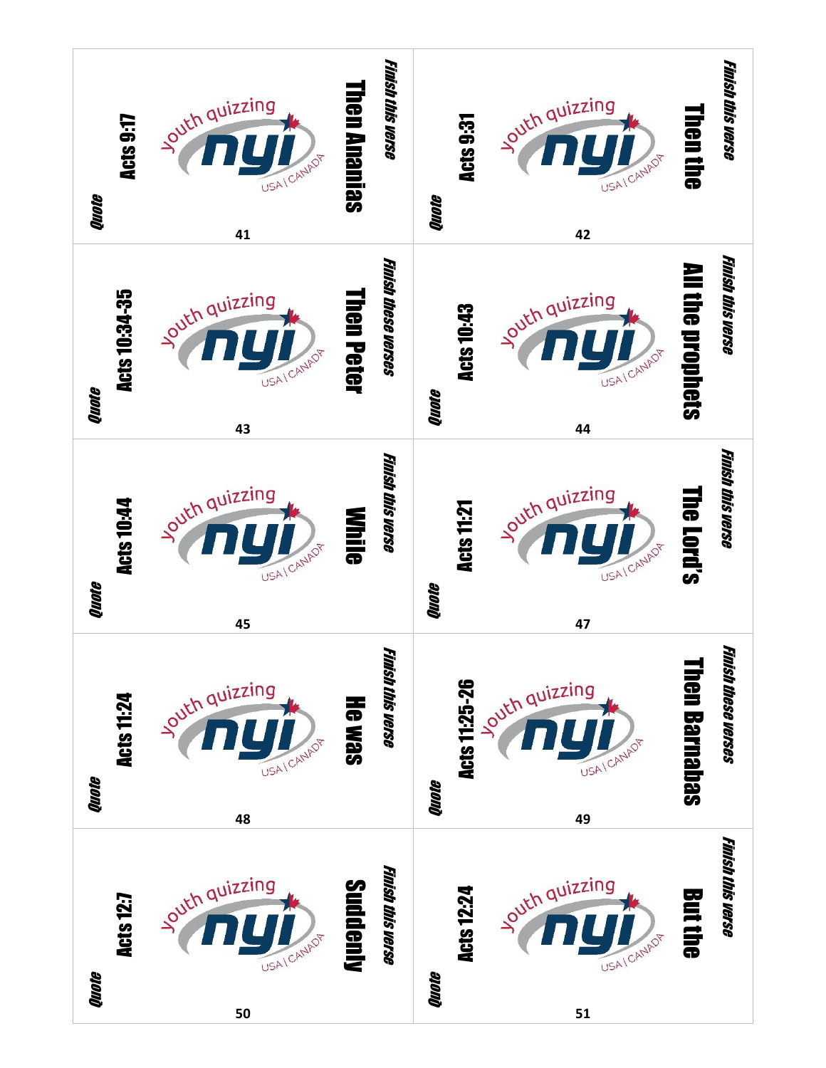**41**

*Quote*

**Acts 9:17**

youth quizzing nyi USA | CANADA

*Finish this verse*

**Then Ananias**

---

**42**

*Quote*

**Acts 9:31**

youth quizzing nyi USA | CANADA

*Finish this verse*

**Then the**

---

**43**

*Quote*

**Acts 10:34-35**

youth quizzing nyi USA | CANADA

*Finish these verses*

**Then Peter**

---

**44**

*Quote*

**Acts 10:43**

youth quizzing nyi USA | CANADA

*Finish this verse*

**All the prophets**

---

**45**

*Quote*

**Acts 10:44**

youth quizzing nyi USA | CANADA

*Finish this verse*

**While**

---

**47**

*Quote*

**Acts 11:21**

youth quizzing nyi USA | CANADA

*Finish this verse*

**The Lord's**

---

**48**

*Quote*

**Acts 11:24**

youth quizzing nyi USA | CANADA

*Finish this verse*

**He was**

---

**49**

*Quote*

**Acts 11:25-26**

youth quizzing nyi USA | CANADA

*Finish these verses*

**Then Barnabas**

---

**50**

*Quote*

**Acts 12:7**

youth quizzing nyi USA | CANADA

*Finish this verse*

**Suddenly**

---

**51**

*Quote*

**Acts 12:24**

youth quizzing nyi USA | CANADA

*Finish this verse*

**But the**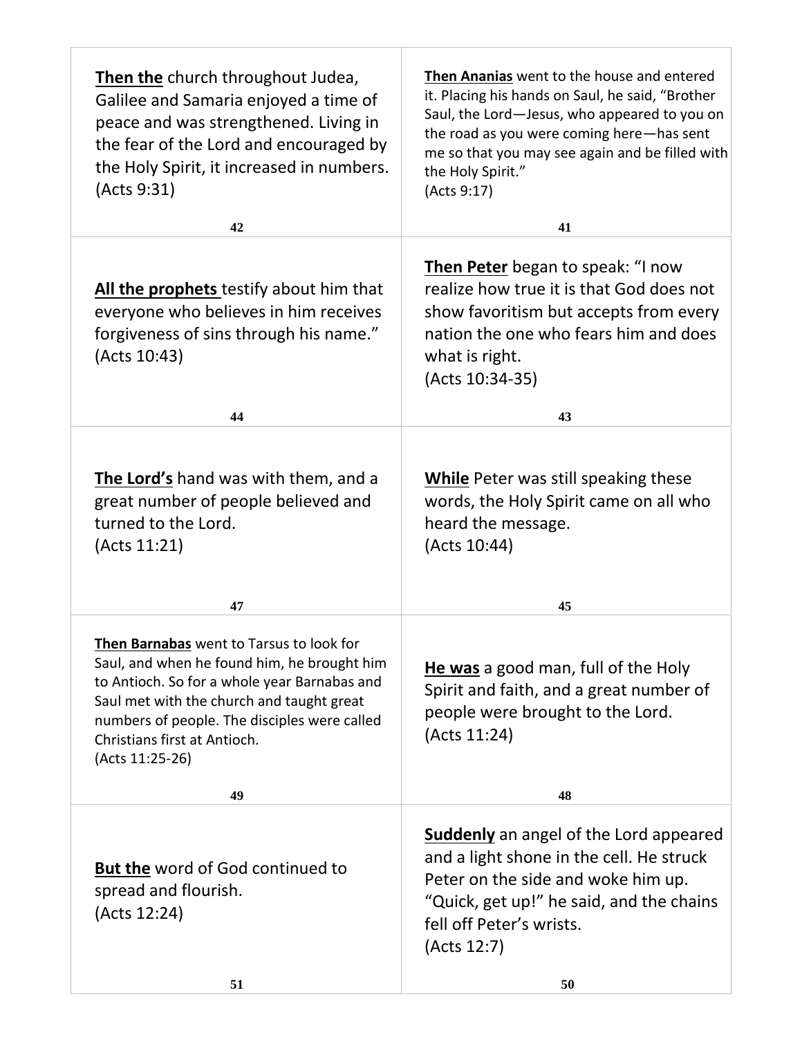**Then the** church throughout Judea, Galilee and Samaria enjoyed a time of peace and was strengthened. Living in the fear of the Lord and encouraged by the Holy Spirit, it increased in numbers.
(Acts 9:31)

42

**Then Ananias** went to the house and entered it. Placing his hands on Saul, he said, "Brother Saul, the Lord—Jesus, who appeared to you on the road as you were coming here—has sent me so that you may see again and be filled with the Holy Spirit."
(Acts 9:17)

41

**All the prophets** testify about him that everyone who believes in him receives forgiveness of sins through his name."
(Acts 10:43)

44

**Then Peter** began to speak: "I now realize how true it is that God does not show favoritism but accepts from every nation the one who fears him and does what is right.
(Acts 10:34-35)

43

**The Lord's** hand was with them, and a great number of people believed and turned to the Lord.
(Acts 11:21)

47

**While** Peter was still speaking these words, the Holy Spirit came on all who heard the message.
(Acts 10:44)

45

**Then Barnabas** went to Tarsus to look for Saul, and when he found him, he brought him to Antioch. So for a whole year Barnabas and Saul met with the church and taught great numbers of people. The disciples were called Christians first at Antioch.
(Acts 11:25-26)

49

**He was** a good man, full of the Holy Spirit and faith, and a great number of people were brought to the Lord.
(Acts 11:24)

48

**But the** word of God continued to spread and flourish.
(Acts 12:24)

51

**Suddenly** an angel of the Lord appeared and a light shone in the cell. He struck Peter on the side and woke him up. "Quick, get up!" he said, and the chains fell off Peter's wrists.
(Acts 12:7)

50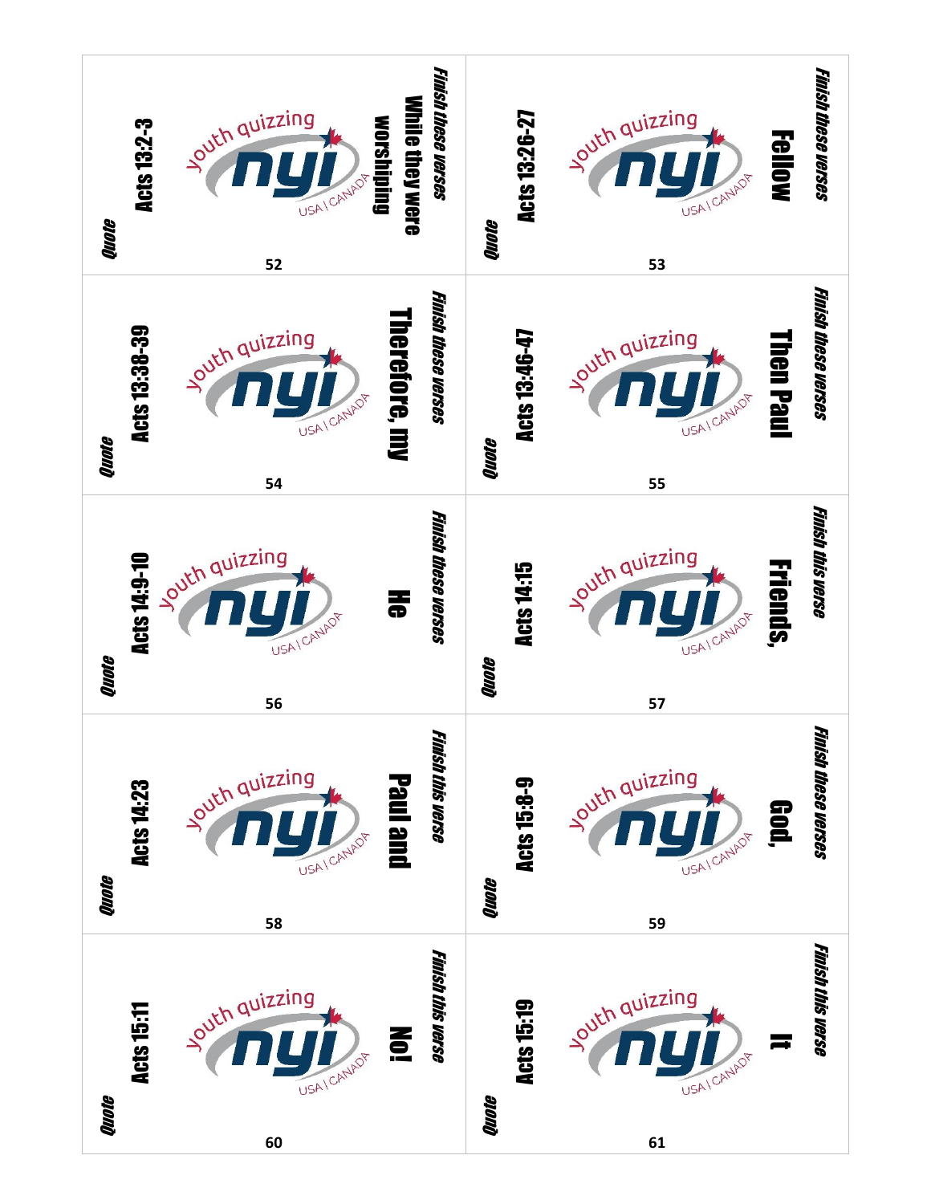| # | Prompt | Type | Reference |
|---|---|---|---|
| 52 | Finish these verses: While they were worshiping | Quote | Acts 13:2-3 |
| 53 | Finish these verses: Fellow | Quote | Acts 13:26-27 |
| 54 | Finish these verses: Therefore, my | Quote | Acts 13:38-39 |
| 55 | Finish these verses: Then Paul | Quote | Acts 13:46-47 |
| 56 | Finish these verses: He | Quote | Acts 14:9-10 |
| 57 | Finish this verse: Friends, | Quote | Acts 14:15 |
| 58 | Finish this verse: Paul and | Quote | Acts 14:23 |
| 59 | Finish these verses: God, | Quote | Acts 15:8-9 |
| 60 | Finish this verse: No! | Quote | Acts 15:11 |
| 61 | Finish this verse: It | Quote | Acts 15:19 |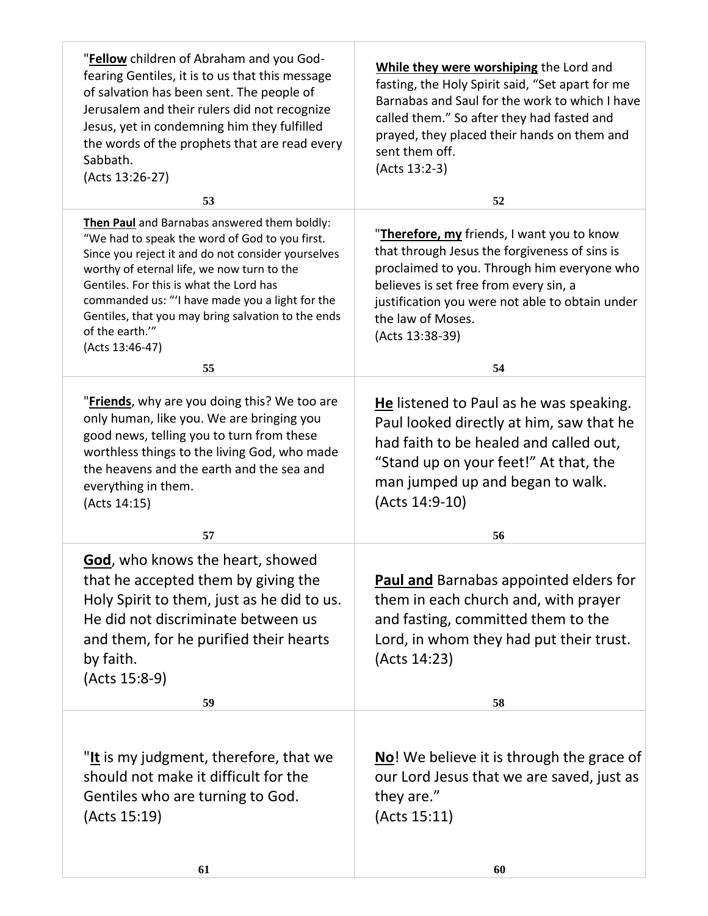"**Fellow** children of Abraham and you God-fearing Gentiles, it is to us that this message of salvation has been sent. The people of Jerusalem and their rulers did not recognize Jesus, yet in condemning him they fulfilled the words of the prophets that are read every Sabbath.
(Acts 13:26-27)

53

**While they were worshiping** the Lord and fasting, the Holy Spirit said, "Set apart for me Barnabas and Saul for the work to which I have called them." So after they had fasted and prayed, they placed their hands on them and sent them off.
(Acts 13:2-3)

52

**Then Paul** and Barnabas answered them boldly: "We had to speak the word of God to you first. Since you reject it and do not consider yourselves worthy of eternal life, we now turn to the Gentiles. For this is what the Lord has commanded us: "'I have made you a light for the Gentiles, that you may bring salvation to the ends of the earth.'"
(Acts 13:46-47)

55

"**Therefore, my** friends, I want you to know that through Jesus the forgiveness of sins is proclaimed to you. Through him everyone who believes is set free from every sin, a justification you were not able to obtain under the law of Moses.
(Acts 13:38-39)

54

"**Friends**, why are you doing this? We too are only human, like you. We are bringing you good news, telling you to turn from these worthless things to the living God, who made the heavens and the earth and the sea and everything in them.
(Acts 14:15)

57

**He** listened to Paul as he was speaking. Paul looked directly at him, saw that he had faith to be healed and called out, "Stand up on your feet!" At that, the man jumped up and began to walk.
(Acts 14:9-10)

56

**God**, who knows the heart, showed that he accepted them by giving the Holy Spirit to them, just as he did to us. He did not discriminate between us and them, for he purified their hearts by faith.
(Acts 15:8-9)

59

**Paul and** Barnabas appointed elders for them in each church and, with prayer and fasting, committed them to the Lord, in whom they had put their trust.
(Acts 14:23)

58

"**It** is my judgment, therefore, that we should not make it difficult for the Gentiles who are turning to God.
(Acts 15:19)

61

**No**! We believe it is through the grace of our Lord Jesus that we are saved, just as they are."
(Acts 15:11)

60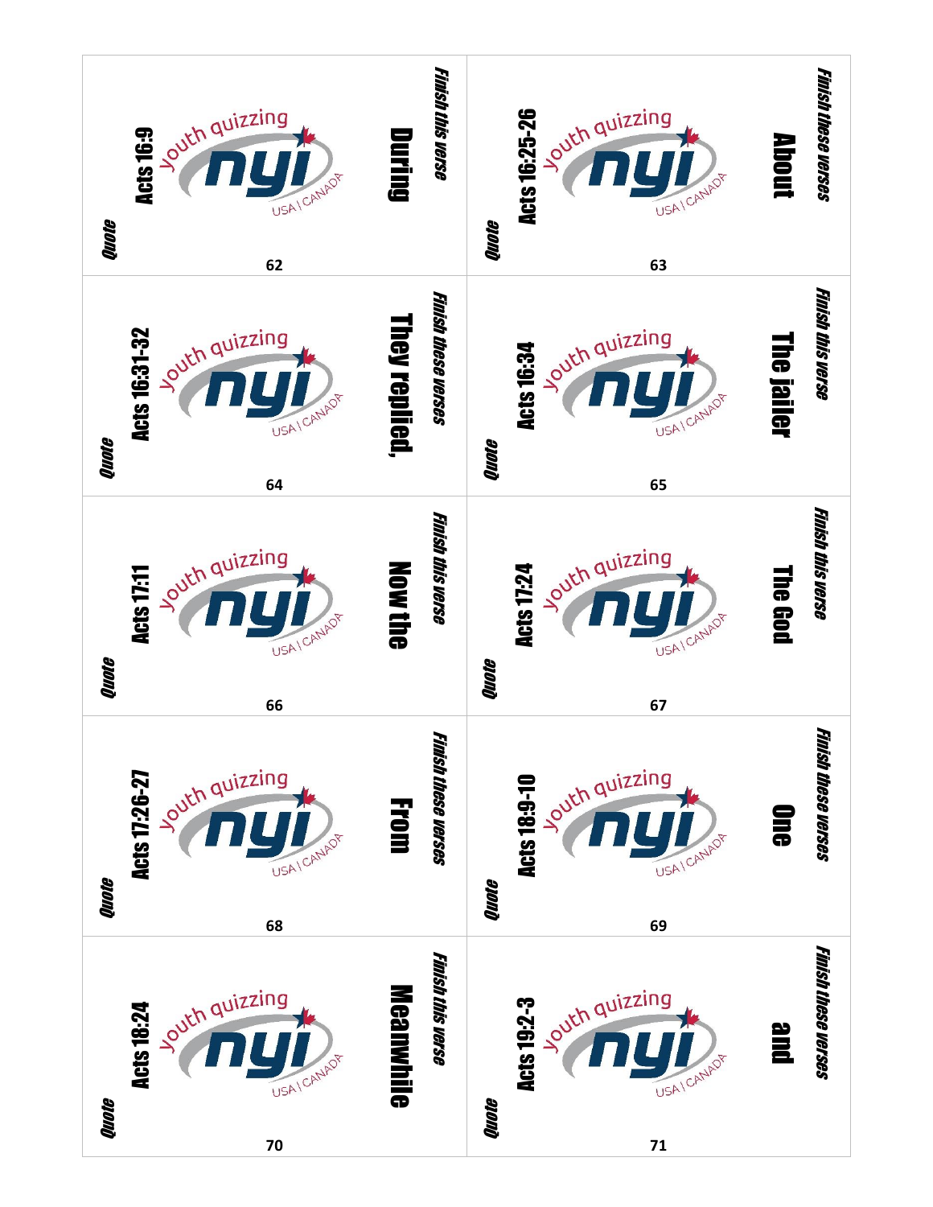**Card 62**

*Quote*

**Acts 16:9**

*Finish this verse*

**During**

---

**Card 63**

*Quote*

**Acts 16:25-26**

*Finish these verses*

**About**

---

**Card 64**

*Quote*

**Acts 16:31-32**

*Finish these verses*

**They replied,**

---

**Card 65**

*Quote*

**Acts 16:34**

*Finish this verse*

**The jailer**

---

**Card 66**

*Quote*

**Acts 17:11**

*Finish this verse*

**Now the**

---

**Card 67**

*Quote*

**Acts 17:24**

*Finish this verse*

**The God**

---

**Card 68**

*Quote*

**Acts 17:26-27**

*Finish these verses*

**From**

---

**Card 69**

*Quote*

**Acts 18:9-10**

*Finish these verses*

**One**

---

**Card 70**

*Quote*

**Acts 18:24**

*Finish this verse*

**Meanwhile**

---

**Card 71**

*Quote*

**Acts 19:2-3**

*Finish these verses*

**and**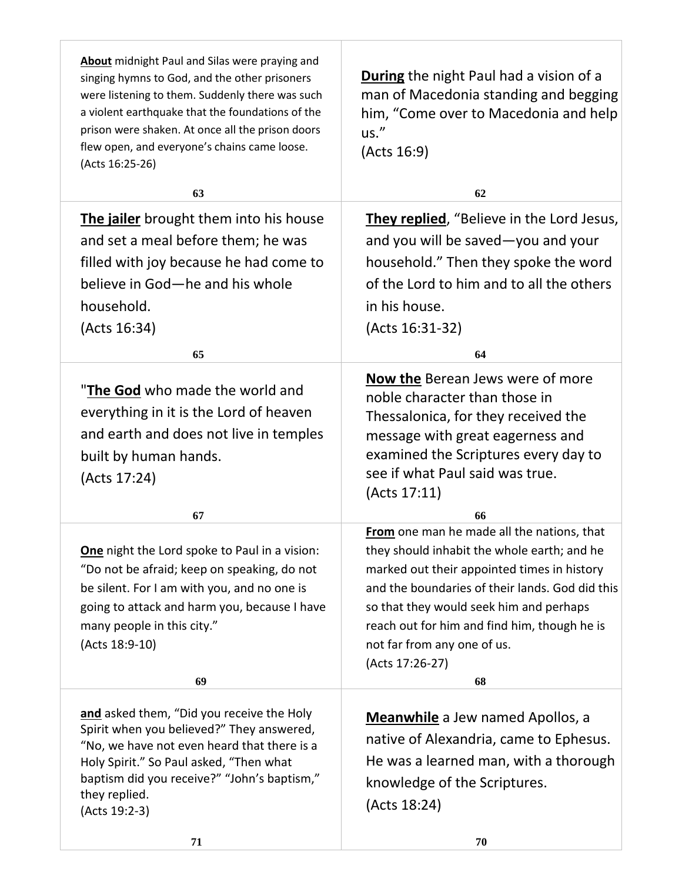**About** midnight Paul and Silas were praying and singing hymns to God, and the other prisoners were listening to them. Suddenly there was such a violent earthquake that the foundations of the prison were shaken. At once all the prison doors flew open, and everyone's chains came loose. (Acts 16:25-26)

63

**During** the night Paul had a vision of a man of Macedonia standing and begging him, "Come over to Macedonia and help us."
(Acts 16:9)

62

**The jailer** brought them into his house and set a meal before them; he was filled with joy because he had come to believe in God—he and his whole household.
(Acts 16:34)

65

**They replied**, "Believe in the Lord Jesus, and you will be saved—you and your household." Then they spoke the word of the Lord to him and to all the others in his house.
(Acts 16:31-32)

64

"**The God** who made the world and everything in it is the Lord of heaven and earth and does not live in temples built by human hands.
(Acts 17:24)

67

**Now the** Berean Jews were of more noble character than those in Thessalonica, for they received the message with great eagerness and examined the Scriptures every day to see if what Paul said was true.
(Acts 17:11)

66

**One** night the Lord spoke to Paul in a vision: "Do not be afraid; keep on speaking, do not be silent. For I am with you, and no one is going to attack and harm you, because I have many people in this city."
(Acts 18:9-10)

69

**From** one man he made all the nations, that they should inhabit the whole earth; and he marked out their appointed times in history and the boundaries of their lands. God did this so that they would seek him and perhaps reach out for him and find him, though he is not far from any one of us.
(Acts 17:26-27)

68

**and** asked them, "Did you receive the Holy Spirit when you believed?" They answered, "No, we have not even heard that there is a Holy Spirit." So Paul asked, "Then what baptism did you receive?" "John's baptism," they replied.
(Acts 19:2-3)

71

**Meanwhile** a Jew named Apollos, a native of Alexandria, came to Ephesus. He was a learned man, with a thorough knowledge of the Scriptures.
(Acts 18:24)

70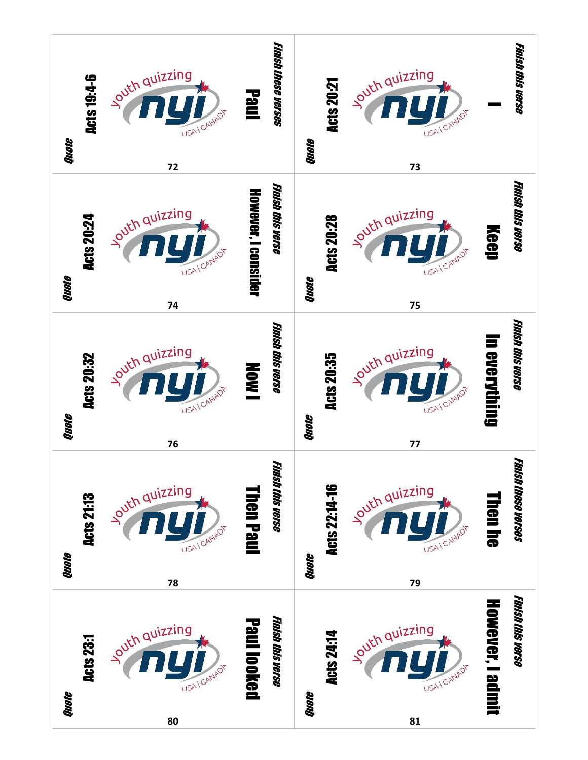**Card 72**

*Quote*

**Acts 19:4-6**

*Finish these verses*

**Paul**

---

**Card 73**

*Quote*

**Acts 20:21**

*Finish this verse*

**I**

---

**Card 74**

*Quote*

**Acts 20:24**

*Finish this verse*

**However, I consider**

---

**Card 75**

*Quote*

**Acts 20:28**

*Finish this verse*

**Keep**

---

**Card 76**

*Quote*

**Acts 20:32**

*Finish this verse*

**Now I**

---

**Card 77**

*Quote*

**Acts 20:35**

*Finish this verse*

**In everything**

---

**Card 78**

*Quote*

**Acts 21:13**

*Finish this verse*

**Then Paul**

---

**Card 79**

*Quote*

**Acts 22:14-16**

*Finish these verses*

**Then he**

---

**Card 80**

*Quote*

**Acts 23:1**

*Finish this verse*

**Paul looked**

---

**Card 81**

*Quote*

**Acts 24:14**

*Finish this verse*

**However, I admit**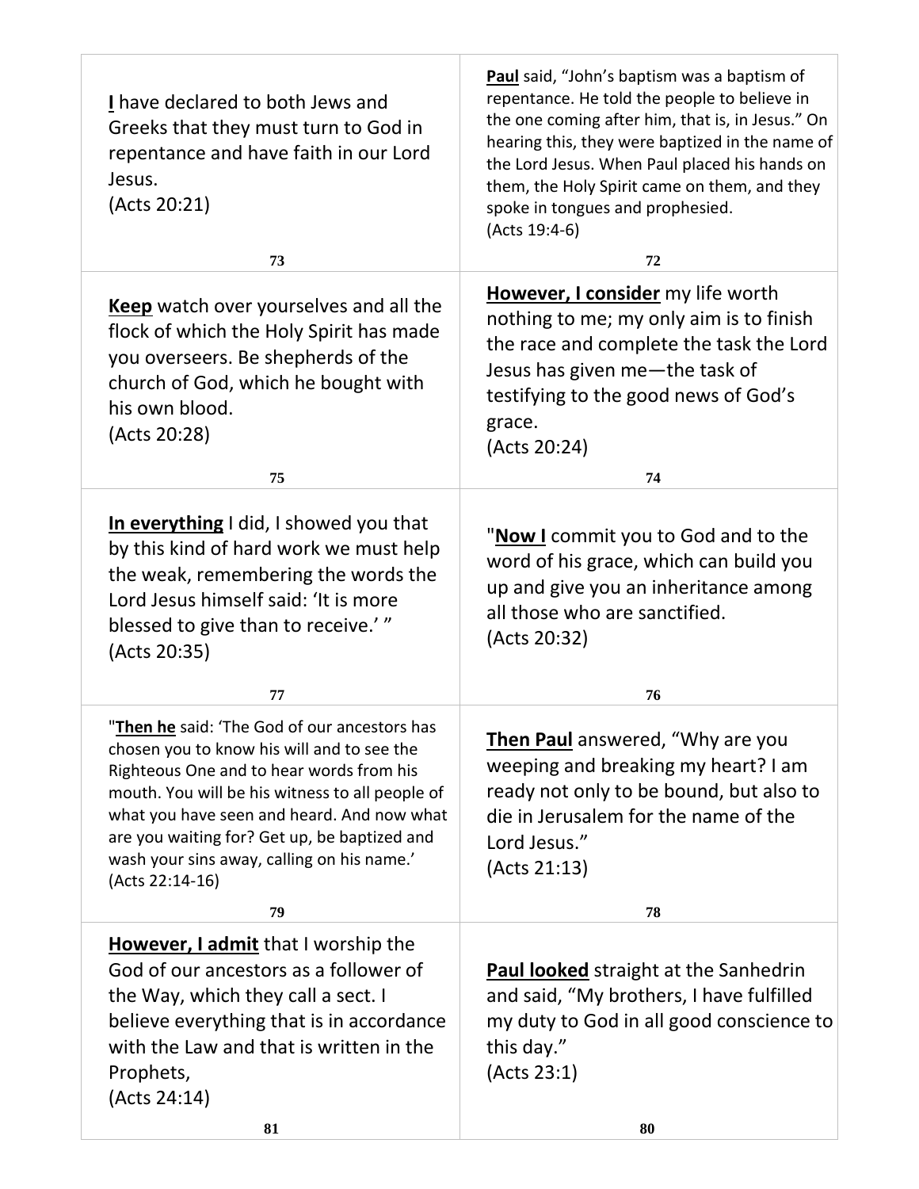**I** have declared to both Jews and Greeks that they must turn to God in repentance and have faith in our Lord Jesus.
(Acts 20:21)

73

**Paul** said, "John's baptism was a baptism of repentance. He told the people to believe in the one coming after him, that is, in Jesus." On hearing this, they were baptized in the name of the Lord Jesus. When Paul placed his hands on them, the Holy Spirit came on them, and they spoke in tongues and prophesied.
(Acts 19:4-6)

72

---

**Keep** watch over yourselves and all the flock of which the Holy Spirit has made you overseers. Be shepherds of the church of God, which he bought with his own blood.
(Acts 20:28)

75

**However, I consider** my life worth nothing to me; my only aim is to finish the race and complete the task the Lord Jesus has given me—the task of testifying to the good news of God's grace.
(Acts 20:24)

74

---

**In everything** I did, I showed you that by this kind of hard work we must help the weak, remembering the words the Lord Jesus himself said: 'It is more blessed to give than to receive.' "
(Acts 20:35)

77

"**Now I** commit you to God and to the word of his grace, which can build you up and give you an inheritance among all those who are sanctified.
(Acts 20:32)

76

---

"**Then he** said: 'The God of our ancestors has chosen you to know his will and to see the Righteous One and to hear words from his mouth. You will be his witness to all people of what you have seen and heard. And now what are you waiting for? Get up, be baptized and wash your sins away, calling on his name.'
(Acts 22:14-16)

79

**Then Paul** answered, "Why are you weeping and breaking my heart? I am ready not only to be bound, but also to die in Jerusalem for the name of the Lord Jesus."
(Acts 21:13)

78

---

**However, I admit** that I worship the God of our ancestors as a follower of the Way, which they call a sect. I believe everything that is in accordance with the Law and that is written in the Prophets,
(Acts 24:14)

81

**Paul looked** straight at the Sanhedrin and said, "My brothers, I have fulfilled my duty to God in all good conscience to this day."
(Acts 23:1)

80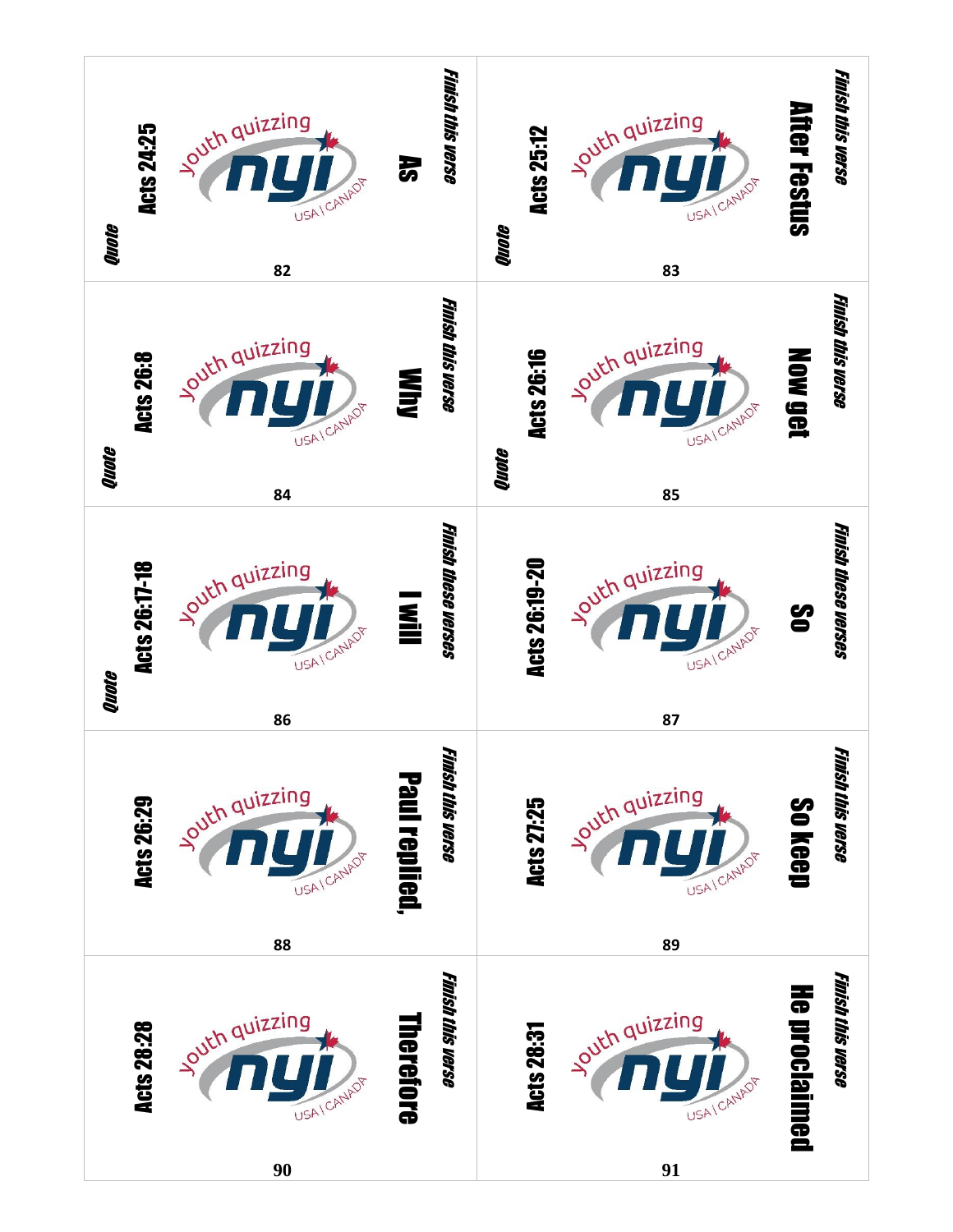Quote

Acts 24:25

youth quizzing nyi USA | CANADA

Finish this verse

As

82

Quote

Acts 25:12

youth quizzing nyi USA | CANADA

Finish this verse

After Festus

83

Quote

Acts 26:8

youth quizzing nyi USA | CANADA

Finish this verse

Why

84

Quote

Acts 26:16

youth quizzing nyi USA | CANADA

Finish this verse

Now get

85

Quote

Acts 26:17-18

youth quizzing nyi USA | CANADA

Finish these verses

I will

86

Acts 26:19-20

youth quizzing nyi USA | CANADA

Finish these verses

So

87

Acts 26:29

youth quizzing nyi USA | CANADA

Finish this verse

Paul replied,

88

Acts 27:25

youth quizzing nyi USA | CANADA

Finish this verse

So keep

89

Acts 28:28

youth quizzing nyi USA | CANADA

Finish this verse

Therefore

90

Acts 28:31

youth quizzing nyi USA | CANADA

Finish this verse

He proclaimed

91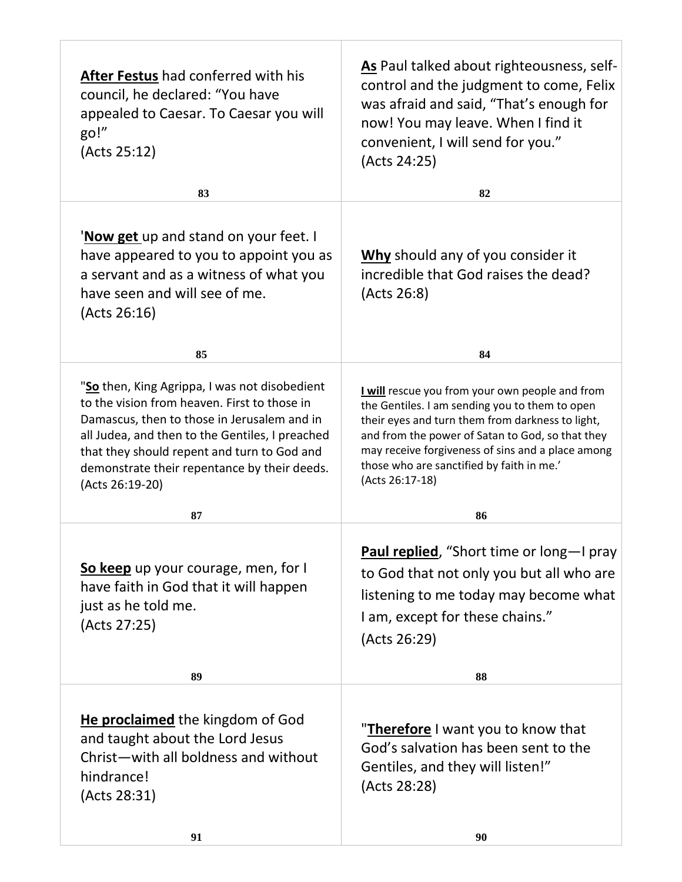| | |
|---|---|
| **After Festus** had conferred with his council, he declared: "You have appealed to Caesar. To Caesar you will go!" (Acts 25:12)<br><br>83 | **As** Paul talked about righteousness, self-control and the judgment to come, Felix was afraid and said, "That's enough for now! You may leave. When I find it convenient, I will send for you." (Acts 24:25)<br><br>82 |
| '**Now get** up and stand on your feet. I have appeared to you to appoint you as a servant and as a witness of what you have seen and will see of me. (Acts 26:16)<br><br>85 | **Why** should any of you consider it incredible that God raises the dead? (Acts 26:8)<br><br>84 |
| "**So** then, King Agrippa, I was not disobedient to the vision from heaven. First to those in Damascus, then to those in Jerusalem and in all Judea, and then to the Gentiles, I preached that they should repent and turn to God and demonstrate their repentance by their deeds. (Acts 26:19-20)<br><br>87 | **I will** rescue you from your own people and from the Gentiles. I am sending you to them to open their eyes and turn them from darkness to light, and from the power of Satan to God, so that they may receive forgiveness of sins and a place among those who are sanctified by faith in me.' (Acts 26:17-18)<br><br>86 |
| **So keep** up your courage, men, for I have faith in God that it will happen just as he told me. (Acts 27:25)<br><br>89 | **Paul replied**, "Short time or long—I pray to God that not only you but all who are listening to me today may become what I am, except for these chains." (Acts 26:29)<br><br>88 |
| **He proclaimed** the kingdom of God and taught about the Lord Jesus Christ—with all boldness and without hindrance! (Acts 28:31)<br><br>91 | "**Therefore** I want you to know that God's salvation has been sent to the Gentiles, and they will listen!" (Acts 28:28)<br><br>90 |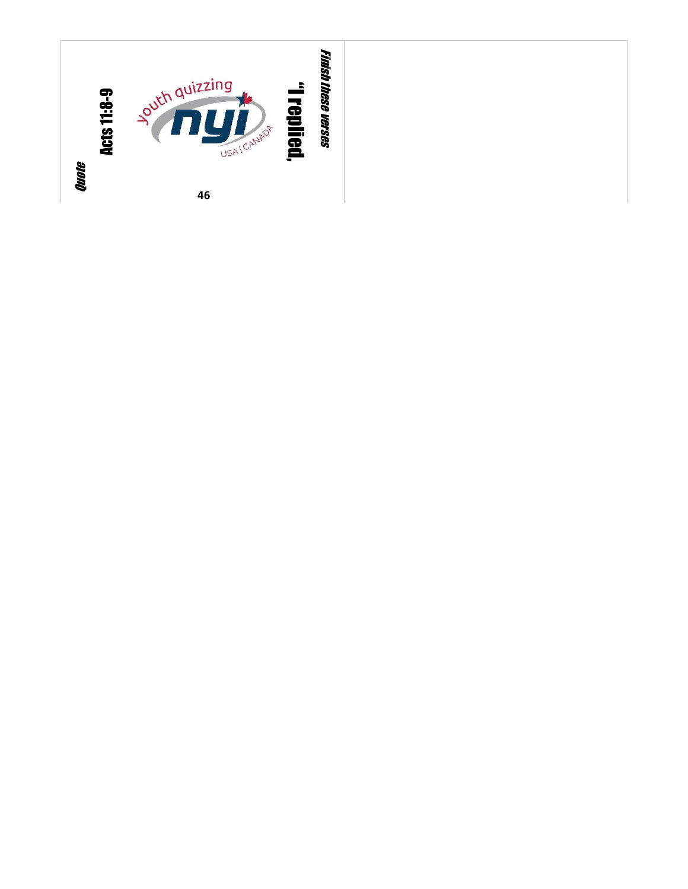*Quote*

**Acts 11:8-9**

youth quizzing

nyi

USA | CANADA

46

*Finish these verses*

**"I replied,**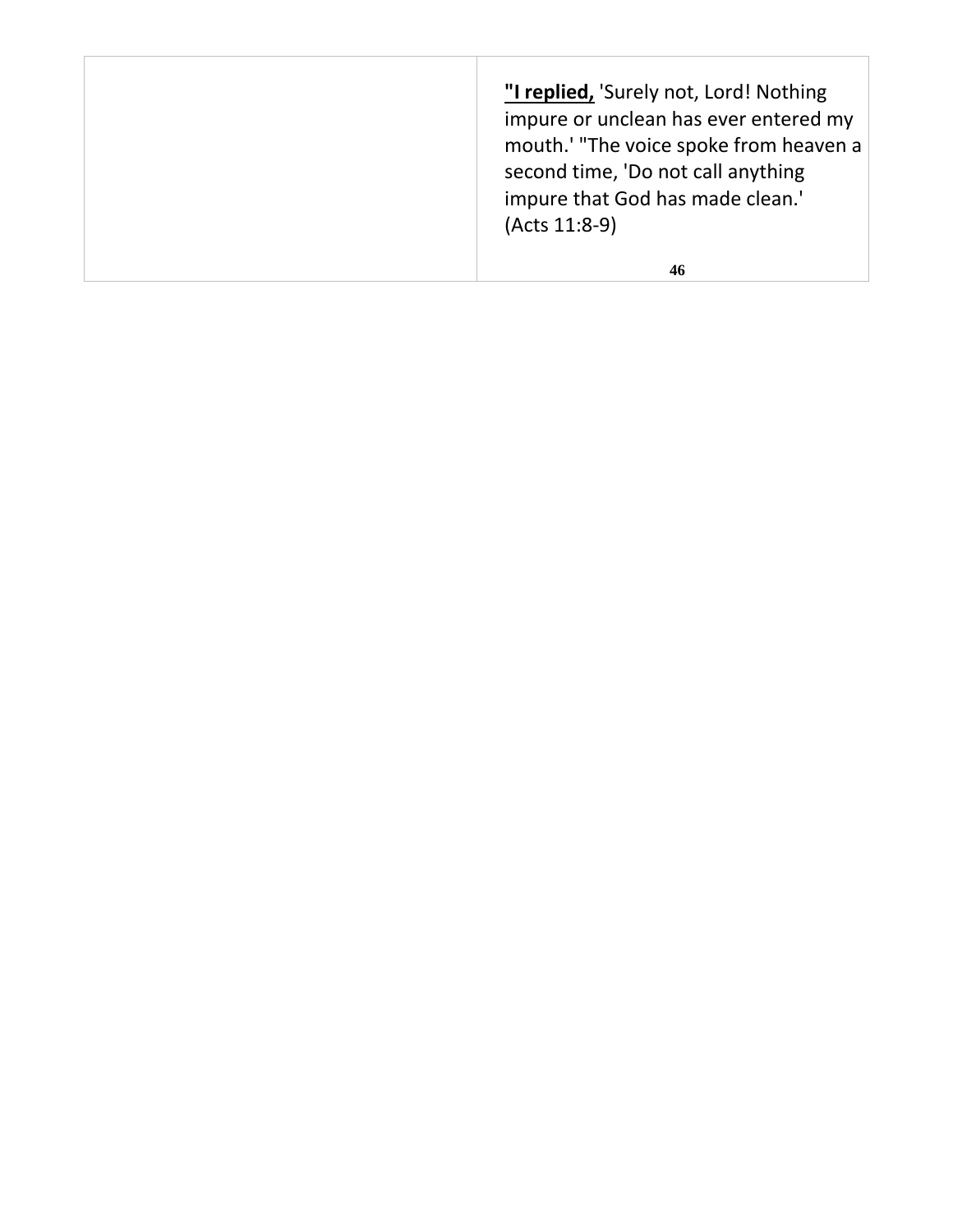| | |
|---|---|
| | **<u>"I replied,</u>** 'Surely not, Lord! Nothing impure or unclean has ever entered my mouth.' "The voice spoke from heaven a second time, 'Do not call anything impure that God has made clean.' (Acts 11:8-9) |